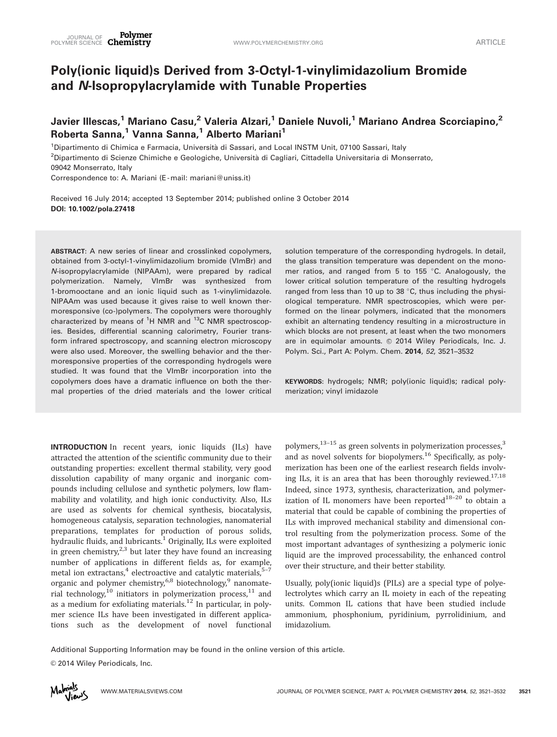# Poly(ionic liquid)s Derived from 3-Octyl-1-vinylimidazolium Bromide and *N*-Isopropylacrylamide with Tunable Properties

**Javier Illescas,[1] Mariano Casu,[2] Valeria Alzari,[1] Daniele Nuvoli,[1] Mariano Andrea Scorciapino,[2] Roberta Sanna,[1] Vanna Sanna,[1] Alberto Mariani[1]**

[1]Dipartimento di Chimica e Farmacia, Università di Sassari, and Local INSTM Unit, 07100 Sassari, Italy

[2]Dipartimento di Scienze Chimiche e Geologiche, Università di Cagliari, Cittadella Universitaria di Monserrato, 09042 Monserrato, Italy

Correspondence to: A. Mariani (E-mail: mariani@uniss.it)

Received 16 July 2014; accepted 13 September 2014; published online 3 October 2014

**DOI: 10.1002/pola.27418**

**ABSTRACT**: A new series of linear and crosslinked copolymers, obtained from 3-octyl-1-vinylimidazolium bromide (VImBr) and *N*-isopropylacrylamide (NIPAAm), were prepared by radical polymerization. Namely, VImBr was synthesized from 1-bromooctane and an ionic liquid such as 1-vinylimidazole. NIPAAm was used because it gives raise to well known thermoresponsive (co-)polymers. The copolymers were thoroughly characterized by means of $^{1}$H NMR and $^{13}$C NMR spectroscopies. Besides, differential scanning calorimetry, Fourier transform infrared spectroscopy, and scanning electron microscopy were also used. Moreover, the swelling behavior and the thermoresponsive properties of the corresponding hydrogels were studied. It was found that the VImBr incorporation into the copolymers does have a dramatic influence on both the thermal properties of the dried materials and the lower critical solution temperature of the corresponding hydrogels. In detail, the glass transition temperature was dependent on the monomer ratios, and ranged from 5 to 155 °C. Analogously, the lower critical solution temperature of the resulting hydrogels ranged from less than 10 up to 38 °C, thus including the physiological temperature. NMR spectroscopies, which were performed on the linear polymers, indicated that the monomers exhibit an alternating tendency resulting in a microstructure in which blocks are not present, at least when the two monomers are in equimolar amounts. © 2014 Wiley Periodicals, Inc. J. Polym. Sci., Part A: Polym. Chem. **2014**, *52*, 3521–3532

**KEYWORDS**: hydrogels; NMR; poly(ionic liquid)s; radical polymerization; vinyl imidazole

**INTRODUCTION** In recent years, ionic liquids (ILs) have attracted the attention of the scientific community due to their outstanding properties: excellent thermal stability, very good dissolution capability of many organic and inorganic compounds including cellulose and synthetic polymers, low flammability and volatility, and high ionic conductivity. Also, ILs are used as solvents for chemical synthesis, biocatalysis, homogeneous catalysis, separation technologies, nanomaterial preparations, templates for production of porous solids, hydraulic fluids, and lubricants.[1] Originally, ILs were exploited in green chemistry,[2,3] but later they have found an increasing number of applications in different fields as, for example, metal ion extractans,[4] electroactive and catalytic materials,[5–7] organic and polymer chemistry,[6,8] biotechnology,[9] nanomaterial technology,[10] initiators in polymerization process,[11] and as a medium for exfoliating materials.[12] In particular, in polymer science ILs have been investigated in different applications such as the development of novel functional polymers,[13–15] as green solvents in polymerization processes,[3] and as novel solvents for biopolymers.[16] Specifically, as polymerization has been one of the earliest research fields involving ILs, it is an area that has been thoroughly reviewed.[17,18] Indeed, since 1973, synthesis, characterization, and polymerization of IL monomers have been reported[18–20] to obtain a material that could be capable of combining the properties of ILs with improved mechanical stability and dimensional control resulting from the polymerization process. Some of the most important advantages of synthesizing a polymeric ionic liquid are the improved processability, the enhanced control over their structure, and their better stability.

Usually, poly(ionic liquid)s (PILs) are a special type of polyelectrolytes which carry an IL moiety in each of the repeating units. Common IL cations that have been studied include ammonium, phosphonium, pyridinium, pyrrolidinium, and imidazolium.

Additional Supporting Information may be found in the online version of this article.

© 2014 Wiley Periodicals, Inc.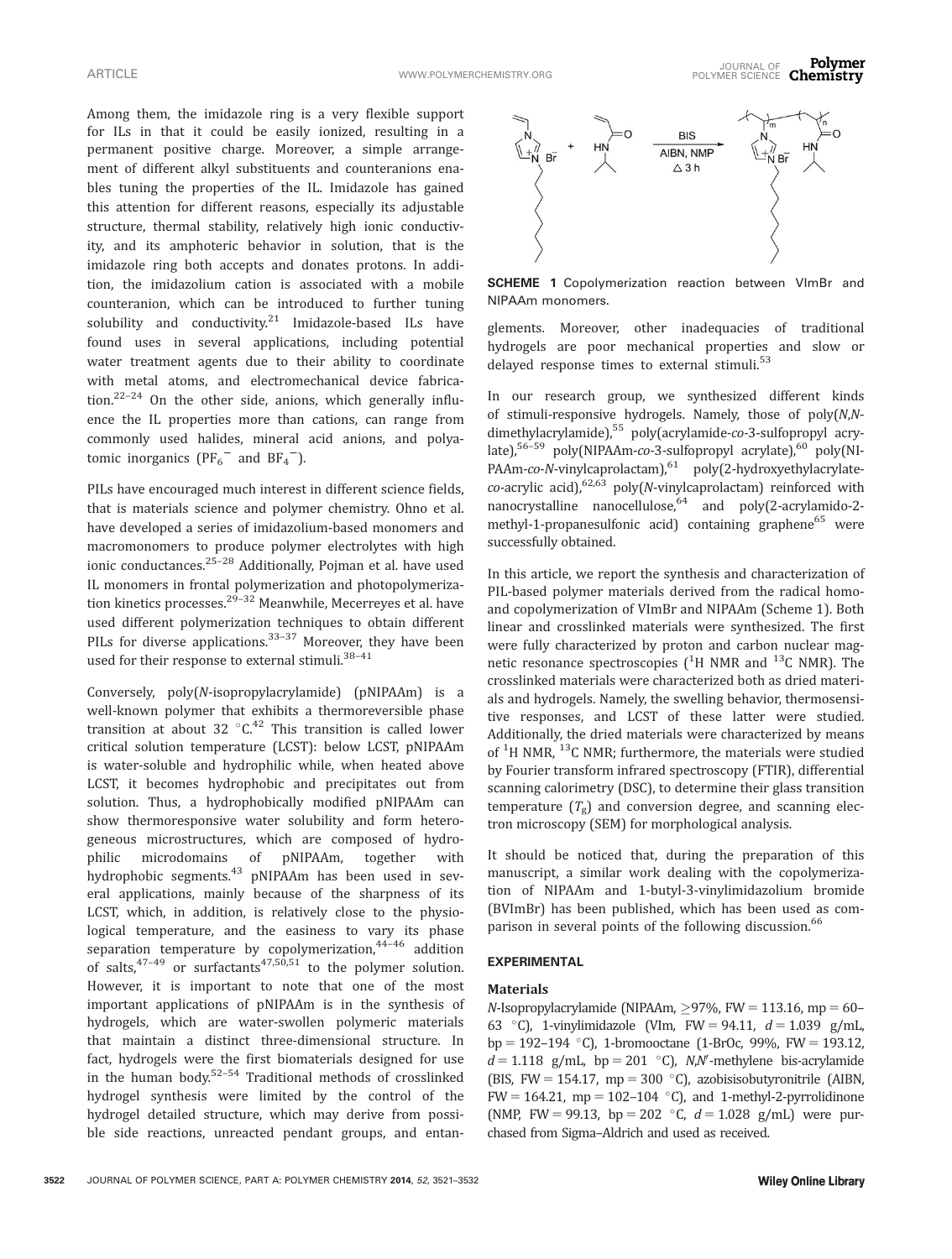Among them, the imidazole ring is a very flexible support for ILs in that it could be easily ionized, resulting in a permanent positive charge. Moreover, a simple arrangement of different alkyl substituents and counteranions enables tuning the properties of the IL. Imidazole has gained this attention for different reasons, especially its adjustable structure, thermal stability, relatively high ionic conductivity, and its amphoteric behavior in solution, that is the imidazole ring both accepts and donates protons. In addition, the imidazolium cation is associated with a mobile counteranion, which can be introduced to further tuning solubility and conductivity.[21] Imidazole-based ILs have found uses in several applications, including potential water treatment agents due to their ability to coordinate with metal atoms, and electromechanical device fabrication.[22–24] On the other side, anions, which generally influence the IL properties more than cations, can range from commonly used halides, mineral acid anions, and polyatomic inorganics ($PF_6^-$ and $BF_4^-$).

PILs have encouraged much interest in different science fields, that is materials science and polymer chemistry. Ohno et al. have developed a series of imidazolium-based monomers and macromonomers to produce polymer electrolytes with high ionic conductances.[25–28] Additionally, Pojman et al. have used IL monomers in frontal polymerization and photopolymerization kinetics processes.[29–32] Meanwhile, Mecerreyes et al. have used different polymerization techniques to obtain different PILs for diverse applications.[33–37] Moreover, they have been used for their response to external stimuli.[38–41]

Conversely, poly(*N*-isopropylacrylamide) (pNIPAAm) is a well-known polymer that exhibits a thermoreversible phase transition at about 32 °C.[42] This transition is called lower critical solution temperature (LCST): below LCST, pNIPAAm is water-soluble and hydrophilic while, when heated above LCST, it becomes hydrophobic and precipitates out from solution. Thus, a hydrophobically modified pNIPAAm can show thermoresponsive water solubility and form heterogeneous microstructures, which are composed of hydrophilic microdomains of pNIPAAm, together with hydrophobic segments.[43] pNIPAAm has been used in several applications, mainly because of the sharpness of its LCST, which, in addition, is relatively close to the physiological temperature, and the easiness to vary its phase separation temperature by copolymerization,[44–46] addition of salts,[47–49] or surfactants[47,50,51] to the polymer solution. However, it is important to note that one of the most important applications of pNIPAAm is in the synthesis of hydrogels, which are water-swollen polymeric materials that maintain a distinct three-dimensional structure. In fact, hydrogels were the first biomaterials designed for use in the human body.[52–54] Traditional methods of crosslinked hydrogel synthesis were limited by the control of the hydrogel detailed structure, which may derive from possible side reactions, unreacted pendant groups, and entanglements. Moreover, other inadequacies of traditional hydrogels are poor mechanical properties and slow or delayed response times to external stimuli.[53]

**SCHEME 1** Copolymerization reaction between VImBr and NIPAAm monomers.

In our research group, we synthesized different kinds of stimuli-responsive hydrogels. Namely, those of poly(*N*,*N*-dimethylacrylamide),[55] poly(acrylamide-*co*-3-sulfopropyl acrylate),[56–59] poly(NIPAAm-*co*-3-sulfopropyl acrylate),[60] poly(NIPAAm-*co*-*N*-vinylcaprolactam),[61] poly(2-hydroxyethylacrylate-*co*-acrylic acid),[62,63] poly(*N*-vinylcaprolactam) reinforced with nanocrystalline nanocellulose,[64] and poly(2-acrylamido-2-methyl-1-propanesulfonic acid) containing graphene[65] were successfully obtained.

In this article, we report the synthesis and characterization of PIL-based polymer materials derived from the radical homo- and copolymerization of VImBr and NIPAAm (Scheme 1). Both linear and crosslinked materials were synthesized. The first were fully characterized by proton and carbon nuclear magnetic resonance spectroscopies ($^1$H NMR and $^{13}$C NMR). The crosslinked materials were characterized both as dried materials and hydrogels. Namely, the swelling behavior, thermosensitive responses, and LCST of these latter were studied. Additionally, the dried materials were characterized by means of $^1$H NMR, $^{13}$C NMR; furthermore, the materials were studied by Fourier transform infrared spectroscopy (FTIR), differential scanning calorimetry (DSC), to determine their glass transition temperature ($T_g$) and conversion degree, and scanning electron microscopy (SEM) for morphological analysis.

It should be noticed that, during the preparation of this manuscript, a similar work dealing with the copolymerization of NIPAAm and 1-butyl-3-vinylimidazolium bromide (BVImBr) has been published, which has been used as comparison in several points of the following discussion.[66]

## EXPERIMENTAL

### Materials

*N*-Isopropylacrylamide (NIPAAm, ≥97%, FW = 113.16, mp = 60–63 °C), 1-vinylimidazole (VIm, FW = 94.11, $d$ = 1.039 g/mL, bp = 192–194 °C), 1-bromooctane (1-BrOc, 99%, FW = 193.12, $d$ = 1.118 g/mL, bp = 201 °C), *N*,*N*′-methylene bis-acrylamide (BIS, FW = 154.17, mp = 300 °C), azobisisobutyronitrile (AIBN, FW = 164.21, mp = 102–104 °C), and 1-methyl-2-pyrrolidinone (NMP, FW = 99.13, bp = 202 °C, $d$ = 1.028 g/mL) were purchased from Sigma–Aldrich and used as received.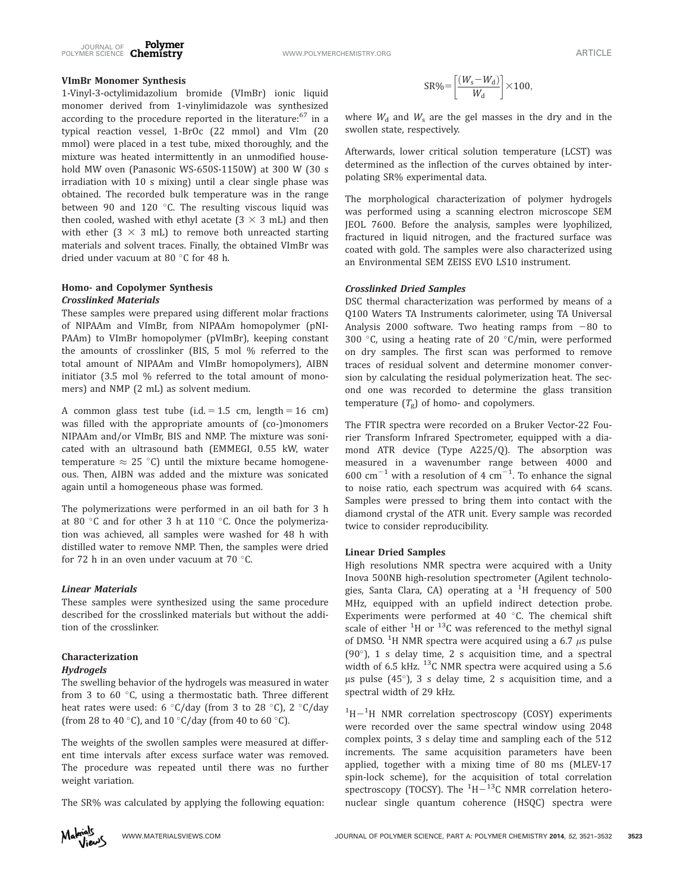### VImBr Monomer Synthesis

1-Vinyl-3-octylimidazolium bromide (VImBr) ionic liquid monomer derived from 1-vinylimidazole was synthesized according to the procedure reported in the literature:[67] in a typical reaction vessel, 1-BrOc (22 mmol) and VIm (20 mmol) were placed in a test tube, mixed thoroughly, and the mixture was heated intermittently in an unmodified household MW oven (Panasonic WS-650S-1150W) at 300 W (30 s irradiation with 10 s mixing) until a clear single phase was obtained. The recorded bulk temperature was in the range between 90 and 120 °C. The resulting viscous liquid was then cooled, washed with ethyl acetate (3 × 3 mL) and then with ether (3 × 3 mL) to remove both unreacted starting materials and solvent traces. Finally, the obtained VImBr was dried under vacuum at 80 °C for 48 h.

### Homo- and Copolymer Synthesis

#### *Crosslinked Materials*

These samples were prepared using different molar fractions of NIPAAm and VImBr, from NIPAAm homopolymer (pNIPAAm) to VImBr homopolymer (pVImBr), keeping constant the amounts of crosslinker (BIS, 5 mol % referred to the total amount of NIPAAm and VImBr homopolymers), AIBN initiator (3.5 mol % referred to the total amount of monomers) and NMP (2 mL) as solvent medium.

A common glass test tube (i.d. = 1.5 cm, length = 16 cm) was filled with the appropriate amounts of (co-)monomers NIPAAm and/or VImBr, BIS and NMP. The mixture was sonicated with an ultrasound bath (EMMEGI, 0.55 kW, water temperature ≈ 25 °C) until the mixture became homogeneous. Then, AIBN was added and the mixture was sonicated again until a homogeneous phase was formed.

The polymerizations were performed in an oil bath for 3 h at 80 °C and for other 3 h at 110 °C. Once the polymerization was achieved, all samples were washed for 48 h with distilled water to remove NMP. Then, the samples were dried for 72 h in an oven under vacuum at 70 °C.

#### *Linear Materials*

These samples were synthesized using the same procedure described for the crosslinked materials but without the addition of the crosslinker.

### Characterization

#### *Hydrogels*

The swelling behavior of the hydrogels was measured in water from 3 to 60 °C, using a thermostatic bath. Three different heat rates were used: 6 °C/day (from 3 to 28 °C), 2 °C/day (from 28 to 40 °C), and 10 °C/day (from 40 to 60 °C).

The weights of the swollen samples were measured at different time intervals after excess surface water was removed. The procedure was repeated until there was no further weight variation.

The SR% was calculated by applying the following equation:

$$\mathrm{SR\%} = \left[\frac{(W_s - W_d)}{W_d}\right] \times 100,$$

where $W_d$ and $W_s$ are the gel masses in the dry and in the swollen state, respectively.

Afterwards, lower critical solution temperature (LCST) was determined as the inflection of the curves obtained by interpolating SR% experimental data.

The morphological characterization of polymer hydrogels was performed using a scanning electron microscope SEM JEOL 7600. Before the analysis, samples were lyophilized, fractured in liquid nitrogen, and the fractured surface was coated with gold. The samples were also characterized using an Environmental SEM ZEISS EVO LS10 instrument.

#### *Crosslinked Dried Samples*

DSC thermal characterization was performed by means of a Q100 Waters TA Instruments calorimeter, using TA Universal Analysis 2000 software. Two heating ramps from −80 to 300 °C, using a heating rate of 20 °C/min, were performed on dry samples. The first scan was performed to remove traces of residual solvent and determine monomer conversion by calculating the residual polymerization heat. The second one was recorded to determine the glass transition temperature ($T_g$) of homo- and copolymers.

The FTIR spectra were recorded on a Bruker Vector-22 Fourier Transform Infrared Spectrometer, equipped with a diamond ATR device (Type A225/Q). The absorption was measured in a wavenumber range between 4000 and 600 $\mathrm{cm^{-1}}$ with a resolution of 4 $\mathrm{cm^{-1}}$. To enhance the signal to noise ratio, each spectrum was acquired with 64 scans. Samples were pressed to bring them into contact with the diamond crystal of the ATR unit. Every sample was recorded twice to consider reproducibility.

### Linear Dried Samples

High resolutions NMR spectra were acquired with a Unity Inova 500NB high-resolution spectrometer (Agilent technologies, Santa Clara, CA) operating at a $^1$H frequency of 500 MHz, equipped with an upfield indirect detection probe. Experiments were performed at 40 °C. The chemical shift scale of either $^1$H or $^{13}$C was referenced to the methyl signal of DMSO. $^1$H NMR spectra were acquired using a 6.7 μs pulse (90°), 1 s delay time, 2 s acquisition time, and a spectral width of 6.5 kHz. $^{13}$C NMR spectra were acquired using a 5.6 μs pulse (45°), 3 s delay time, 2 s acquisition time, and a spectral width of 29 kHz.

$^1$H−$^1$H NMR correlation spectroscopy (COSY) experiments were recorded over the same spectral window using 2048 complex points, 3 s delay time and sampling each of the 512 increments. The same acquisition parameters have been applied, together with a mixing time of 80 ms (MLEV-17 spin-lock scheme), for the acquisition of total correlation spectroscopy (TOCSY). The $^1$H−$^{13}$C NMR correlation heteronuclear single quantum coherence (HSQC) spectra were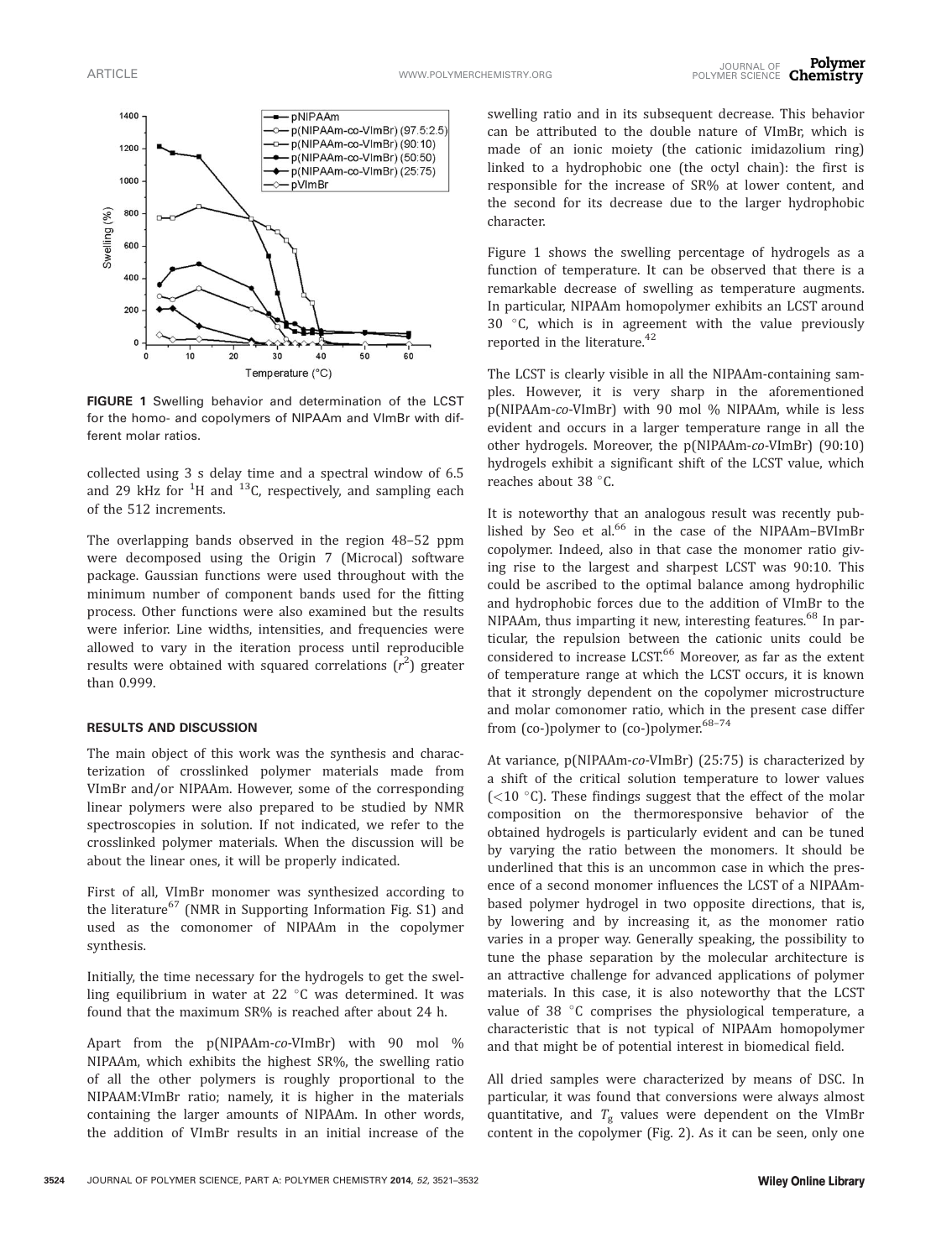FIGURE 1 Swelling behavior and determination of the LCST for the homo- and copolymers of NIPAAm and VImBr with different molar ratios.

collected using 3 s delay time and a spectral window of 6.5 and 29 kHz for $^{1}H$ and $^{13}C$, respectively, and sampling each of the 512 increments.

The overlapping bands observed in the region 48–52 ppm were decomposed using the Origin 7 (Microcal) software package. Gaussian functions were used throughout with the minimum number of component bands used for the fitting process. Other functions were also examined but the results were inferior. Line widths, intensities, and frequencies were allowed to vary in the iteration process until reproducible results were obtained with squared correlations ($r^2$) greater than 0.999.

## RESULTS AND DISCUSSION

The main object of this work was the synthesis and characterization of crosslinked polymer materials made from VImBr and/or NIPAAm. However, some of the corresponding linear polymers were also prepared to be studied by NMR spectroscopies in solution. If not indicated, we refer to the crosslinked polymer materials. When the discussion will be about the linear ones, it will be properly indicated.

First of all, VImBr monomer was synthesized according to the literature[67] (NMR in Supporting Information Fig. S1) and used as the comonomer of NIPAAm in the copolymer synthesis.

Initially, the time necessary for the hydrogels to get the swelling equilibrium in water at 22 °C was determined. It was found that the maximum SR% is reached after about 24 h.

Apart from the p(NIPAAm-*co*-VImBr) with 90 mol % NIPAAm, which exhibits the highest SR%, the swelling ratio of all the other polymers is roughly proportional to the NIPAAM:VImBr ratio; namely, it is higher in the materials containing the larger amounts of NIPAAm. In other words, the addition of VImBr results in an initial increase of the swelling ratio and in its subsequent decrease. This behavior can be attributed to the double nature of VImBr, which is made of an ionic moiety (the cationic imidazolium ring) linked to a hydrophobic one (the octyl chain): the first is responsible for the increase of SR% at lower content, and the second for its decrease due to the larger hydrophobic character.

Figure 1 shows the swelling percentage of hydrogels as a function of temperature. It can be observed that there is a remarkable decrease of swelling as temperature augments. In particular, NIPAAm homopolymer exhibits an LCST around 30 °C, which is in agreement with the value previously reported in the literature.[42]

The LCST is clearly visible in all the NIPAAm-containing samples. However, it is very sharp in the aforementioned p(NIPAAm-*co*-VImBr) with 90 mol % NIPAAm, while is less evident and occurs in a larger temperature range in all the other hydrogels. Moreover, the p(NIPAAm-*co*-VImBr) (90:10) hydrogels exhibit a significant shift of the LCST value, which reaches about 38 °C.

It is noteworthy that an analogous result was recently published by Seo et al.[66] in the case of the NIPAAm–BVImBr copolymer. Indeed, also in that case the monomer ratio giving rise to the largest and sharpest LCST was 90:10. This could be ascribed to the optimal balance among hydrophilic and hydrophobic forces due to the addition of VImBr to the NIPAAm, thus imparting it new, interesting features.[68] In particular, the repulsion between the cationic units could be considered to increase LCST.[66] Moreover, as far as the extent of temperature range at which the LCST occurs, it is known that it strongly dependent on the copolymer microstructure and molar comonomer ratio, which in the present case differ from (co-)polymer to (co-)polymer.[68–74]

At variance, p(NIPAAm-*co*-VImBr) (25:75) is characterized by a shift of the critical solution temperature to lower values (<10 °C). These findings suggest that the effect of the molar composition on the thermoresponsive behavior of the obtained hydrogels is particularly evident and can be tuned by varying the ratio between the monomers. It should be underlined that this is an uncommon case in which the presence of a second monomer influences the LCST of a NIPAAm-based polymer hydrogel in two opposite directions, that is, by lowering and by increasing it, as the monomer ratio varies in a proper way. Generally speaking, the possibility to tune the phase separation by the molecular architecture is an attractive challenge for advanced applications of polymer materials. In this case, it is also noteworthy that the LCST value of 38 °C comprises the physiological temperature, a characteristic that is not typical of NIPAAm homopolymer and that might be of potential interest in biomedical field.

All dried samples were characterized by means of DSC. In particular, it was found that conversions were always almost quantitative, and $T_g$ values were dependent on the VImBr content in the copolymer (Fig. 2). As it can be seen, only one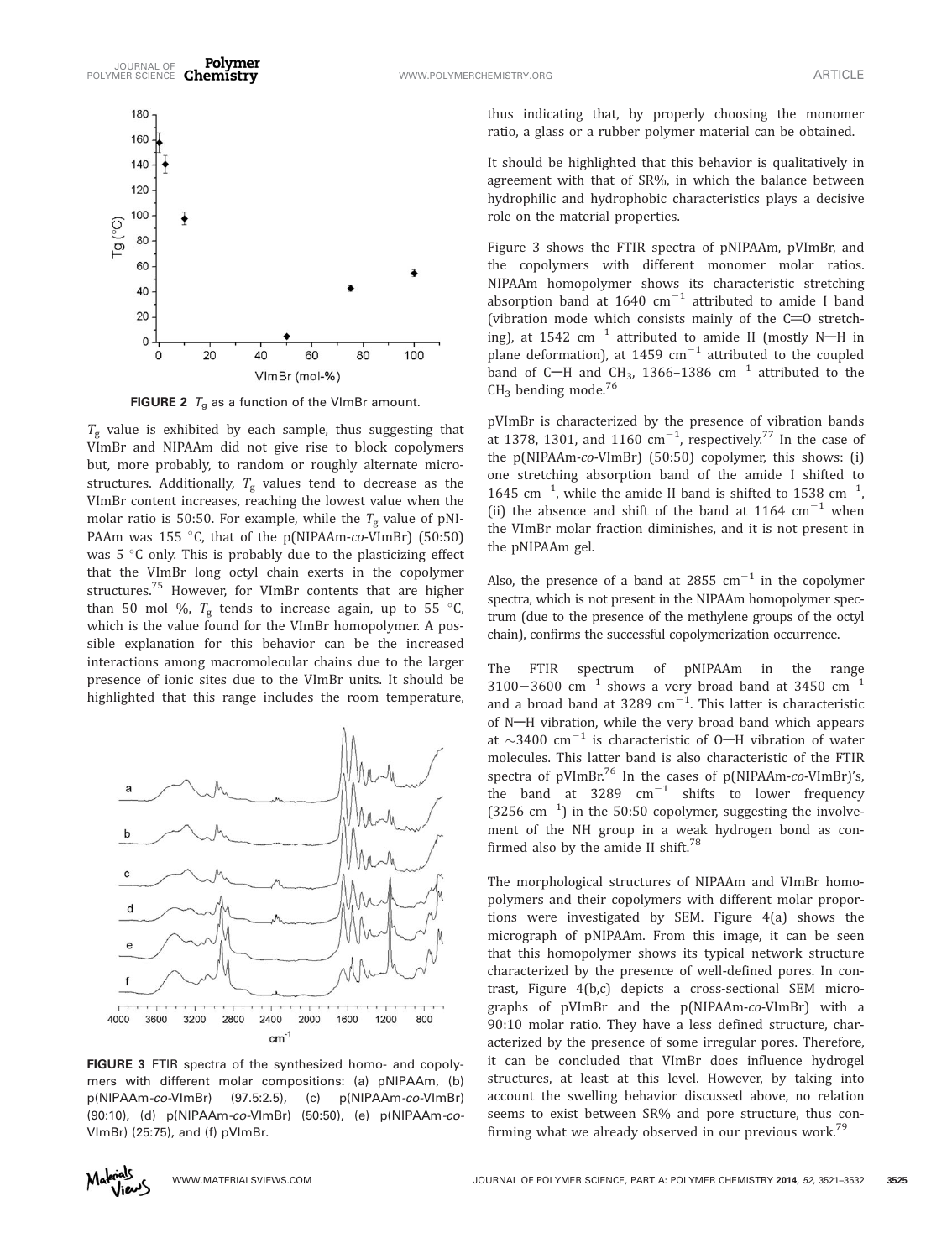FIGURE 2 $T_g$ as a function of the VImBr amount.

$T_g$ value is exhibited by each sample, thus suggesting that VImBr and NIPAAm did not give rise to block copolymers but, more probably, to random or roughly alternate microstructures. Additionally, $T_g$ values tend to decrease as the VImBr content increases, reaching the lowest value when the molar ratio is 50:50. For example, while the $T_g$ value of pNIPAAm was 155 °C, that of the p(NIPAAm-*co*-VImBr) (50:50) was 5 °C only. This is probably due to the plasticizing effect that the VImBr long octyl chain exerts in the copolymer structures.[75] However, for VImBr contents that are higher than 50 mol %, $T_g$ tends to increase again, up to 55 °C, which is the value found for the VImBr homopolymer. A possible explanation for this behavior can be the increased interactions among macromolecular chains due to the larger presence of ionic sites due to the VImBr units. It should be highlighted that this range includes the room temperature, thus indicating that, by properly choosing the monomer ratio, a glass or a rubber polymer material can be obtained.

FIGURE 3 FTIR spectra of the synthesized homo- and copolymers with different molar compositions: (a) pNIPAAm, (b) p(NIPAAm-*co*-VImBr) (97.5:2.5), (c) p(NIPAAm-*co*-VImBr) (90:10), (d) p(NIPAAm-*co*-VImBr) (50:50), (e) p(NIPAAm-*co*-VImBr) (25:75), and (f) pVImBr.

It should be highlighted that this behavior is qualitatively in agreement with that of SR%, in which the balance between hydrophilic and hydrophobic characteristics plays a decisive role on the material properties.

Figure 3 shows the FTIR spectra of pNIPAAm, pVImBr, and the copolymers with different monomer molar ratios. NIPAAm homopolymer shows its characteristic stretching absorption band at 1640 $cm^{-1}$ attributed to amide I band (vibration mode which consists mainly of the C=O stretching), at 1542 $cm^{-1}$ attributed to amide II (mostly N—H in plane deformation), at 1459 $cm^{-1}$ attributed to the coupled band of C—H and $CH_3$, 1366–1386 $cm^{-1}$ attributed to the $CH_3$ bending mode.[76]

pVImBr is characterized by the presence of vibration bands at 1378, 1301, and 1160 $cm^{-1}$, respectively.[77] In the case of the p(NIPAAm-*co*-VImBr) (50:50) copolymer, this shows: (i) one stretching absorption band of the amide I shifted to 1645 $cm^{-1}$, while the amide II band is shifted to 1538 $cm^{-1}$, (ii) the absence and shift of the band at 1164 $cm^{-1}$ when the VImBr molar fraction diminishes, and it is not present in the pNIPAAm gel.

Also, the presence of a band at 2855 $cm^{-1}$ in the copolymer spectra, which is not present in the NIPAAm homopolymer spectrum (due to the presence of the methylene groups of the octyl chain), confirms the successful copolymerization occurrence.

The FTIR spectrum of pNIPAAm in the range 3100−3600 $cm^{-1}$ shows a very broad band at 3450 $cm^{-1}$ and a broad band at 3289 $cm^{-1}$. This latter is characteristic of N—H vibration, while the very broad band which appears at ~3400 $cm^{-1}$ is characteristic of O—H vibration of water molecules. This latter band is also characteristic of the FTIR spectra of pVImBr.[76] In the cases of p(NIPAAm-*co*-VImBr)'s, the band at 3289 $cm^{-1}$ shifts to lower frequency (3256 $cm^{-1}$) in the 50:50 copolymer, suggesting the involvement of the NH group in a weak hydrogen bond as confirmed also by the amide II shift.[78]

The morphological structures of NIPAAm and VImBr homopolymers and their copolymers with different molar proportions were investigated by SEM. Figure 4(a) shows the micrograph of pNIPAAm. From this image, it can be seen that this homopolymer shows its typical network structure characterized by the presence of well-defined pores. In contrast, Figure 4(b,c) depicts a cross-sectional SEM micrographs of pVImBr and the p(NIPAAm-*co*-VImBr) with a 90:10 molar ratio. They have a less defined structure, characterized by the presence of some irregular pores. Therefore, it can be concluded that VImBr does influence hydrogel structures, at least at this level. However, by taking into account the swelling behavior discussed above, no relation seems to exist between SR% and pore structure, thus confirming what we already observed in our previous work.[79]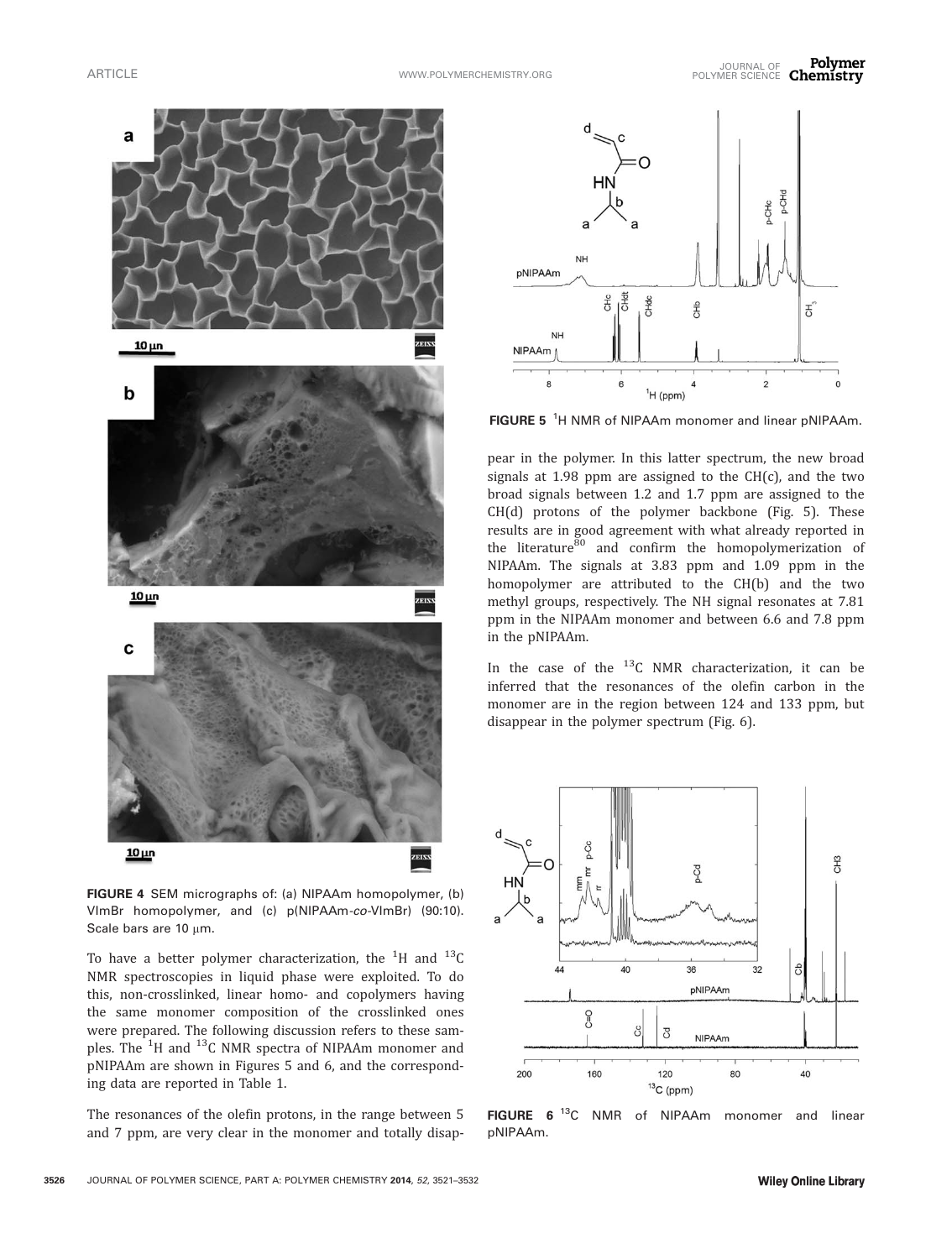FIGURE 4 SEM micrographs of: (a) NIPAAm homopolymer, (b) VImBr homopolymer, and (c) p(NIPAAm-*co*-VImBr) (90:10). Scale bars are 10 μm.

To have a better polymer characterization, the $^{1}H$ and $^{13}C$ NMR spectroscopies in liquid phase were exploited. To do this, non-crosslinked, linear homo- and copolymers having the same monomer composition of the crosslinked ones were prepared. The following discussion refers to these samples. The $^{1}H$ and $^{13}C$ NMR spectra of NIPAAm monomer and pNIPAAm are shown in Figures 5 and 6, and the corresponding data are reported in Table 1.

The resonances of the olefin protons, in the range between 5 and 7 ppm, are very clear in the monomer and totally disappear in the polymer. In this latter spectrum, the new broad signals at 1.98 ppm are assigned to the CH(c), and the two broad signals between 1.2 and 1.7 ppm are assigned to the CH(d) protons of the polymer backbone (Fig. 5). These results are in good agreement with what already reported in the literature[80] and confirm the homopolymerization of NIPAAm. The signals at 3.83 ppm and 1.09 ppm in the homopolymer are attributed to the CH(b) and the two methyl groups, respectively. The NH signal resonates at 7.81 ppm in the NIPAAm monomer and between 6.6 and 7.8 ppm in the pNIPAAm.

FIGURE 5 $^{1}H$ NMR of NIPAAm monomer and linear pNIPAAm.

In the case of the $^{13}C$ NMR characterization, it can be inferred that the resonances of the olefin carbon in the monomer are in the region between 124 and 133 ppm, but disappear in the polymer spectrum (Fig. 6).

FIGURE 6 $^{13}C$ NMR of NIPAAm monomer and linear pNIPAAm.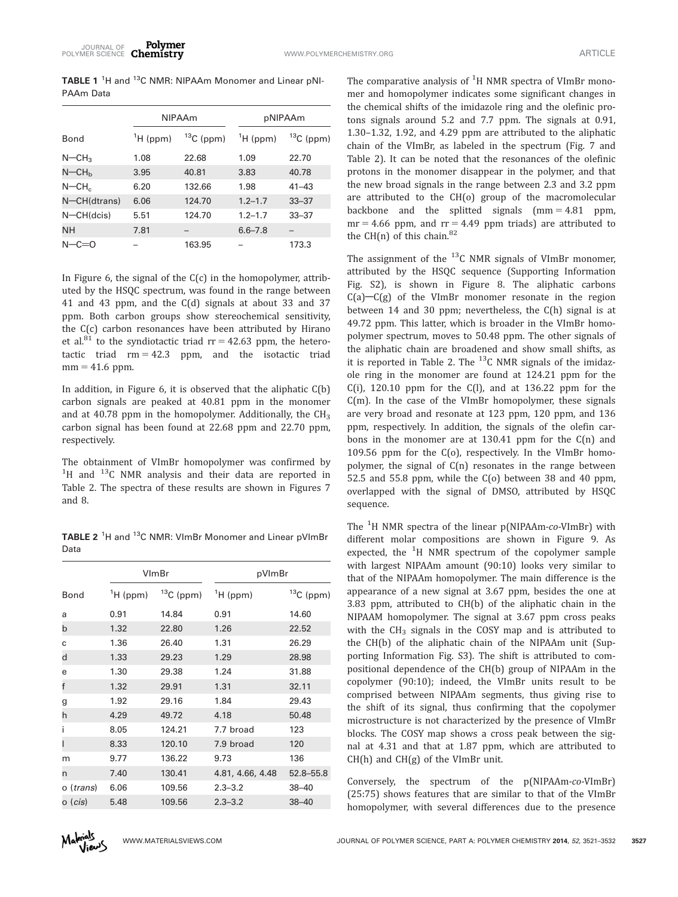**TABLE 1** $^1H$ and $^{13}C$ NMR: NIPAAm Monomer and Linear pNIPAAm Data

| | NIPAAm | | pNIPAAm | |
|---|---|---|---|---|
| Bond | $^1H$ (ppm) | $^{13}C$ (ppm) | $^1H$ (ppm) | $^{13}C$ (ppm) |
| N—$CH_3$ | 1.08 | 22.68 | 1.09 | 22.70 |
| N—$CH_b$ | 3.95 | 40.81 | 3.83 | 40.78 |
| N—$CH_c$ | 6.20 | 132.66 | 1.98 | 41–43 |
| N—CH(dtrans) | 6.06 | 124.70 | 1.2–1.7 | 33–37 |
| N—CH(dcis) | 5.51 | 124.70 | 1.2–1.7 | 33–37 |
| NH | 7.81 | – | 6.6–7.8 | – |
| N—C=O | – | 163.95 | – | 173.3 |

In Figure 6, the signal of the C(c) in the homopolymer, attributed by the HSQC spectrum, was found in the range between 41 and 43 ppm, and the C(d) signals at about 33 and 37 ppm. Both carbon groups show stereochemical sensitivity, the C(c) carbon resonances have been attributed by Hirano et al.[81] to the syndiotactic triad rr = 42.63 ppm, the heterotactic triad rm = 42.3 ppm, and the isotactic triad mm = 41.6 ppm.

In addition, in Figure 6, it is observed that the aliphatic C(b) carbon signals are peaked at 40.81 ppm in the monomer and at 40.78 ppm in the homopolymer. Additionally, the $CH_3$ carbon signal has been found at 22.68 ppm and 22.70 ppm, respectively.

The obtainment of VImBr homopolymer was confirmed by $^1H$ and $^{13}C$ NMR analysis and their data are reported in Table 2. The spectra of these results are shown in Figures 7 and 8.

**TABLE 2** $^1H$ and $^{13}C$ NMR: VImBr Monomer and Linear pVImBr Data

| | VImBr | | pVImBr | |
|---|---|---|---|---|
| Bond | $^1H$ (ppm) | $^{13}C$ (ppm) | $^1H$ (ppm) | $^{13}C$ (ppm) |
| a | 0.91 | 14.84 | 0.91 | 14.60 |
| b | 1.32 | 22.80 | 1.26 | 22.52 |
| c | 1.36 | 26.40 | 1.31 | 26.29 |
| d | 1.33 | 29.23 | 1.29 | 28.98 |
| e | 1.30 | 29.38 | 1.24 | 31.88 |
| f | 1.32 | 29.91 | 1.31 | 32.11 |
| g | 1.92 | 29.16 | 1.84 | 29.43 |
| h | 4.29 | 49.72 | 4.18 | 50.48 |
| i | 8.05 | 124.21 | 7.7 broad | 123 |
| l | 8.33 | 120.10 | 7.9 broad | 120 |
| m | 9.77 | 136.22 | 9.73 | 136 |
| n | 7.40 | 130.41 | 4.81, 4.66, 4.48 | 52.8–55.8 |
| o (*trans*) | 6.06 | 109.56 | 2.3–3.2 | 38–40 |
| o (*cis*) | 5.48 | 109.56 | 2.3–3.2 | 38–40 |

The comparative analysis of $^1H$ NMR spectra of VImBr monomer and homopolymer indicates some significant changes in the chemical shifts of the imidazole ring and the olefinic protons signals around 5.2 and 7.7 ppm. The signals at 0.91, 1.30–1.32, 1.92, and 4.29 ppm are attributed to the aliphatic chain of the VImBr, as labeled in the spectrum (Fig. 7 and Table 2). It can be noted that the resonances of the olefinic protons in the monomer disappear in the polymer, and that the new broad signals in the range between 2.3 and 3.2 ppm are attributed to the CH(o) group of the macromolecular backbone and the splitted signals (mm = 4.81 ppm, mr = 4.66 ppm, and rr = 4.49 ppm triads) are attributed to the CH(n) of this chain.[82]

The assignment of the $^{13}C$ NMR signals of VImBr monomer, attributed by the HSQC sequence (Supporting Information Fig. S2), is shown in Figure 8. The aliphatic carbons C(a)—C(g) of the VImBr monomer resonate in the region between 14 and 30 ppm; nevertheless, the C(h) signal is at 49.72 ppm. This latter, which is broader in the VImBr homopolymer spectrum, moves to 50.48 ppm. The other signals of the aliphatic chain are broadened and show small shifts, as it is reported in Table 2. The $^{13}C$ NMR signals of the imidazole ring in the monomer are found at 124.21 ppm for the C(i), 120.10 ppm for the C(l), and at 136.22 ppm for the C(m). In the case of the VImBr homopolymer, these signals are very broad and resonate at 123 ppm, 120 ppm, and 136 ppm, respectively. In addition, the signals of the olefin carbons in the monomer are at 130.41 ppm for the C(n) and 109.56 ppm for the C(o), respectively. In the VImBr homopolymer, the signal of C(n) resonates in the range between 52.5 and 55.8 ppm, while the C(o) between 38 and 40 ppm, overlapped with the signal of DMSO, attributed by HSQC sequence.

The $^1H$ NMR spectra of the linear p(NIPAAm-*co*-VImBr) with different molar compositions are shown in Figure 9. As expected, the $^1H$ NMR spectrum of the copolymer sample with largest NIPAAm amount (90:10) looks very similar to that of the NIPAAm homopolymer. The main difference is the appearance of a new signal at 3.67 ppm, besides the one at 3.83 ppm, attributed to CH(b) of the aliphatic chain in the NIPAAM homopolymer. The signal at 3.67 ppm cross peaks with the $CH_3$ signals in the COSY map and is attributed to the CH(b) of the aliphatic chain of the NIPAAm unit (Supporting Information Fig. S3). The shift is attributed to compositional dependence of the CH(b) group of NIPAAm in the copolymer (90:10); indeed, the VImBr units result to be comprised between NIPAAm segments, thus giving rise to the shift of its signal, thus confirming that the copolymer microstructure is not characterized by the presence of VImBr blocks. The COSY map shows a cross peak between the signal at 4.31 and that at 1.87 ppm, which are attributed to CH(h) and CH(g) of the VImBr unit.

Conversely, the spectrum of the p(NIPAAm-*co*-VImBr) (25:75) shows features that are similar to that of the VImBr homopolymer, with several differences due to the presence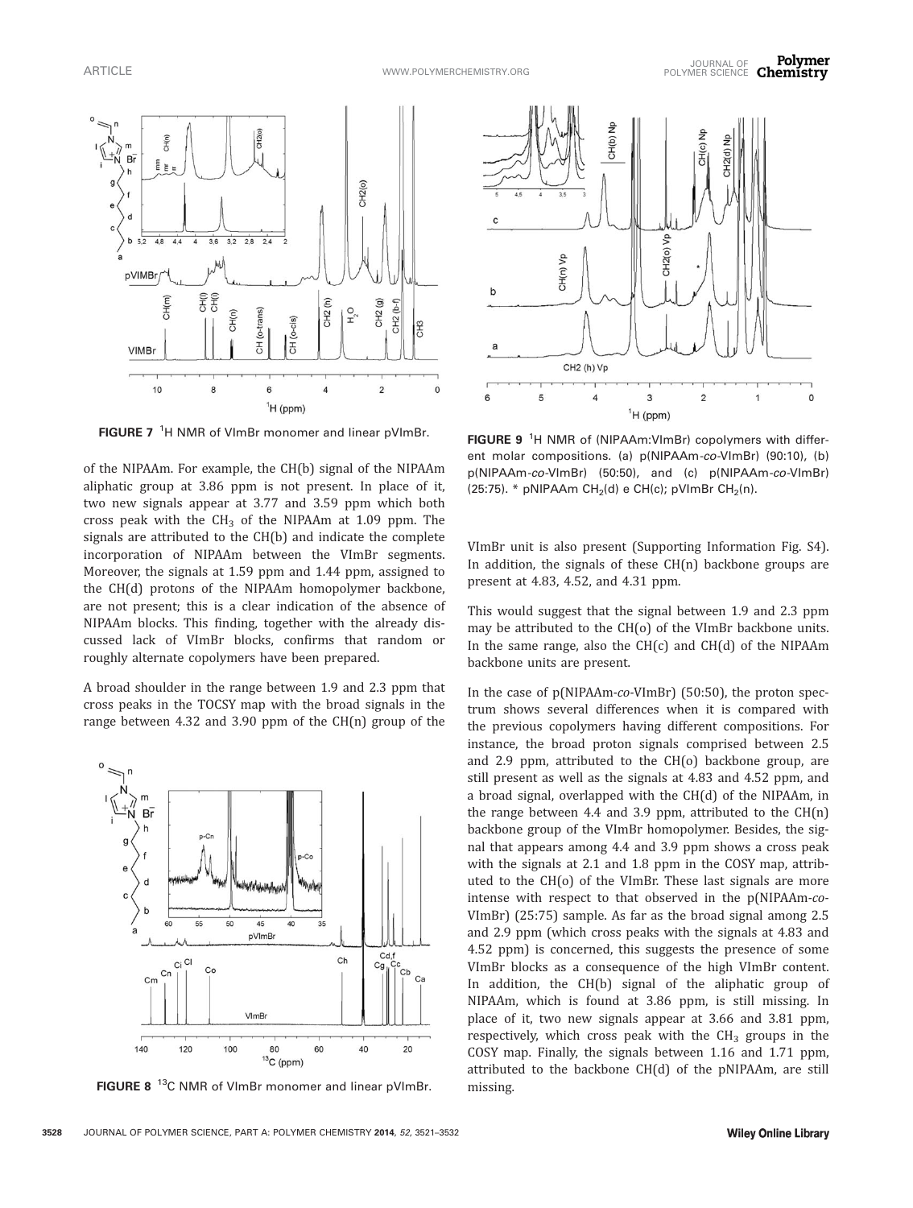FIGURE 7 $^{1}$H NMR of VImBr monomer and linear pVImBr.

of the NIPAAm. For example, the CH(b) signal of the NIPAAm aliphatic group at 3.86 ppm is not present. In place of it, two new signals appear at 3.77 and 3.59 ppm which both cross peak with the $CH_3$ of the NIPAAm at 1.09 ppm. The signals are attributed to the CH(b) and indicate the complete incorporation of NIPAAm between the VImBr segments. Moreover, the signals at 1.59 ppm and 1.44 ppm, assigned to the CH(d) protons of the NIPAAm homopolymer backbone, are not present; this is a clear indication of the absence of NIPAAm blocks. This finding, together with the already discussed lack of VImBr blocks, confirms that random or roughly alternate copolymers have been prepared.

A broad shoulder in the range between 1.9 and 2.3 ppm that cross peaks in the TOCSY map with the broad signals in the range between 4.32 and 3.90 ppm of the CH(n) group of the VImBr unit is also present (Supporting Information Fig. S4). In addition, the signals of these CH(n) backbone groups are present at 4.83, 4.52, and 4.31 ppm.

This would suggest that the signal between 1.9 and 2.3 ppm may be attributed to the CH(o) of the VImBr backbone units. In the same range, also the CH(c) and CH(d) of the NIPAAm backbone units are present.

In the case of p(NIPAAm-*co*-VImBr) (50:50), the proton spectrum shows several differences when it is compared with the previous copolymers having different compositions. For instance, the broad proton signals comprised between 2.5 and 2.9 ppm, attributed to the CH(o) backbone group, are still present as well as the signals at 4.83 and 4.52 ppm, and a broad signal, overlapped with the CH(d) of the NIPAAm, in the range between 4.4 and 3.9 ppm, attributed to the CH(n) backbone group of the VImBr homopolymer. Besides, the signal that appears among 4.4 and 3.9 ppm shows a cross peak with the signals at 2.1 and 1.8 ppm in the COSY map, attributed to the CH(o) of the VImBr. These last signals are more intense with respect to that observed in the p(NIPAAm-*co*-VImBr) (25:75) sample. As far as the broad signal among 2.5 and 2.9 ppm (which cross peaks with the signals at 4.83 and 4.52 ppm) is concerned, this suggests the presence of some VImBr blocks as a consequence of the high VImBr content. In addition, the CH(b) signal of the aliphatic group of NIPAAm, which is found at 3.86 ppm, is still missing. In place of it, two new signals appear at 3.66 and 3.81 ppm, respectively, which cross peak with the $CH_3$ groups in the COSY map. Finally, the signals between 1.16 and 1.71 ppm, attributed to the backbone CH(d) of the pNIPAAm, are still missing.

FIGURE 8 $^{13}$C NMR of VImBr monomer and linear pVImBr.

FIGURE 9 $^{1}$H NMR of (NIPAAm:VImBr) copolymers with different molar compositions. (a) p(NIPAAm-*co*-VImBr) (90:10), (b) p(NIPAAm-*co*-VImBr) (50:50), and (c) p(NIPAAm-*co*-VImBr) (25:75). * pNIPAAm $CH_2$(d) e CH(c); pVImBr $CH_2$(n).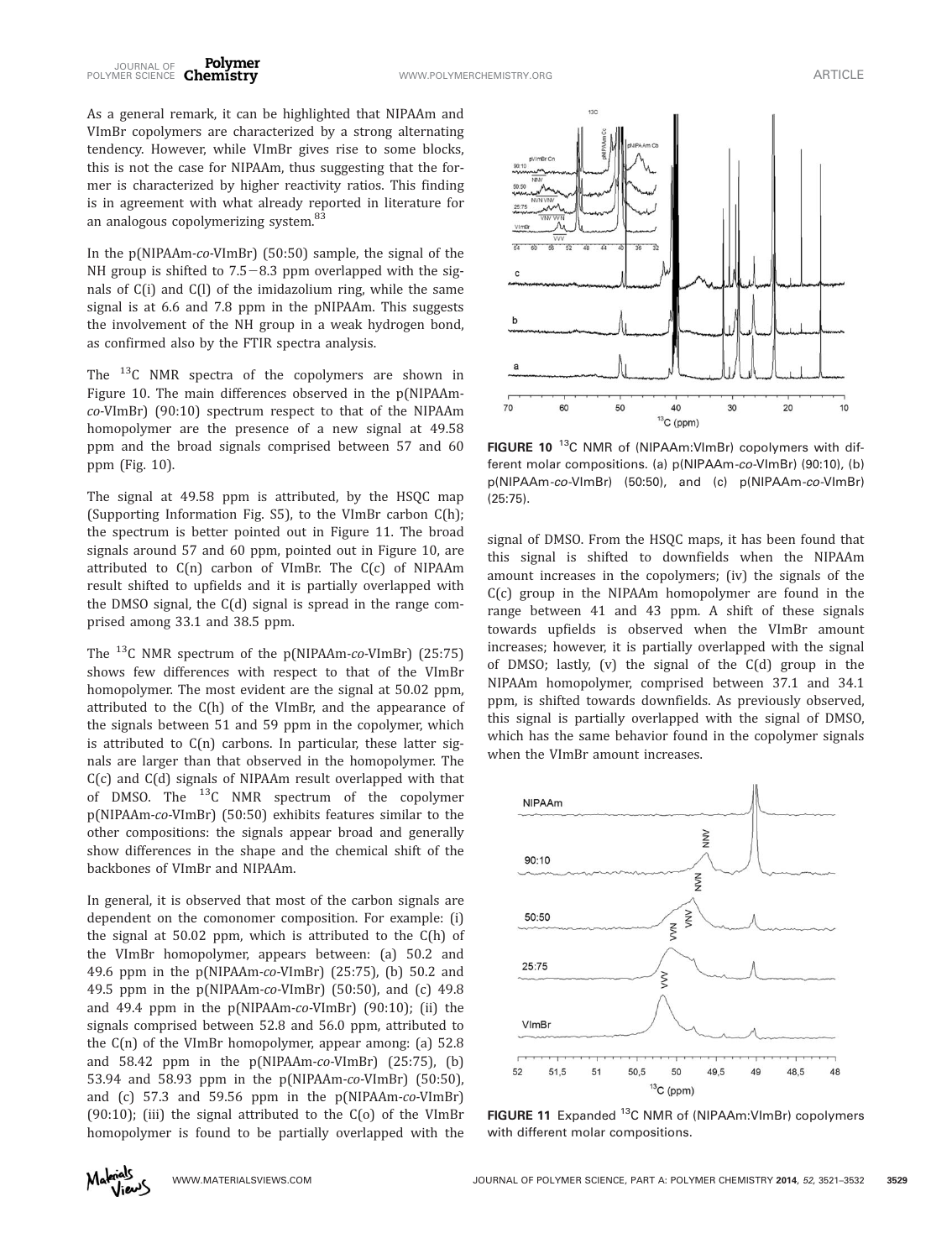As a general remark, it can be highlighted that NIPAAm and VImBr copolymers are characterized by a strong alternating tendency. However, while VImBr gives rise to some blocks, this is not the case for NIPAAm, thus suggesting that the former is characterized by higher reactivity ratios. This finding is in agreement with what already reported in literature for an analogous copolymerizing system.[83]

In the p(NIPAAm-*co*-VImBr) (50:50) sample, the signal of the NH group is shifted to 7.5−8.3 ppm overlapped with the signals of C(i) and C(l) of the imidazolium ring, while the same signal is at 6.6 and 7.8 ppm in the pNIPAAm. This suggests the involvement of the NH group in a weak hydrogen bond, as confirmed also by the FTIR spectra analysis.

The $^{13}$C NMR spectra of the copolymers are shown in Figure 10. The main differences observed in the p(NIPAAm-*co*-VImBr) (90:10) spectrum respect to that of the NIPAAm homopolymer are the presence of a new signal at 49.58 ppm and the broad signals comprised between 57 and 60 ppm (Fig. 10).

The signal at 49.58 ppm is attributed, by the HSQC map (Supporting Information Fig. S5), to the VImBr carbon C(h); the spectrum is better pointed out in Figure 11. The broad signals around 57 and 60 ppm, pointed out in Figure 10, are attributed to C(n) carbon of VImBr. The C(c) of NIPAAm result shifted to upfields and it is partially overlapped with the DMSO signal, the C(d) signal is spread in the range comprised among 33.1 and 38.5 ppm.

The $^{13}$C NMR spectrum of the p(NIPAAm-*co*-VImBr) (25:75) shows few differences with respect to that of the VImBr homopolymer. The most evident are the signal at 50.02 ppm, attributed to the C(h) of the VImBr, and the appearance of the signals between 51 and 59 ppm in the copolymer, which is attributed to C(n) carbons. In particular, these latter signals are larger than that observed in the homopolymer. The C(c) and C(d) signals of NIPAAm result overlapped with that of DMSO. The $^{13}$C NMR spectrum of the copolymer p(NIPAAm-*co*-VImBr) (50:50) exhibits features similar to the other compositions: the signals appear broad and generally show differences in the shape and the chemical shift of the backbones of VImBr and NIPAAm.

In general, it is observed that most of the carbon signals are dependent on the comonomer composition. For example: (i) the signal at 50.02 ppm, which is attributed to the C(h) of the VImBr homopolymer, appears between: (a) 50.2 and 49.6 ppm in the p(NIPAAm-*co*-VImBr) (25:75), (b) 50.2 and 49.5 ppm in the p(NIPAAm-*co*-VImBr) (50:50), and (c) 49.8 and 49.4 ppm in the p(NIPAAm-*co*-VImBr) (90:10); (ii) the signals comprised between 52.8 and 56.0 ppm, attributed to the C(n) of the VImBr homopolymer, appear among: (a) 52.8 and 58.42 ppm in the p(NIPAAm-*co*-VImBr) (25:75), (b) 53.94 and 58.93 ppm in the p(NIPAAm-*co*-VImBr) (50:50), and (c) 57.3 and 59.56 ppm in the p(NIPAAm-*co*-VImBr) (90:10); (iii) the signal attributed to the C(o) of the VImBr homopolymer is found to be partially overlapped with the signal of DMSO. From the HSQC maps, it has been found that this signal is shifted to downfields when the NIPAAm amount increases in the copolymers; (iv) the signals of the C(c) group in the NIPAAm homopolymer are found in the range between 41 and 43 ppm. A shift of these signals towards upfields is observed when the VImBr amount increases; however, it is partially overlapped with the signal of DMSO; lastly, (v) the signal of the C(d) group in the NIPAAm homopolymer, comprised between 37.1 and 34.1 ppm, is shifted towards downfields. As previously observed, this signal is partially overlapped with the signal of DMSO, which has the same behavior found in the copolymer signals when the VImBr amount increases.

**FIGURE 10** $^{13}$C NMR of (NIPAAm:VImBr) copolymers with different molar compositions. (a) p(NIPAAm-*co*-VImBr) (90:10), (b) p(NIPAAm-*co*-VImBr) (50:50), and (c) p(NIPAAm-*co*-VImBr) (25:75).

**FIGURE 11** Expanded $^{13}$C NMR of (NIPAAm:VImBr) copolymers with different molar compositions.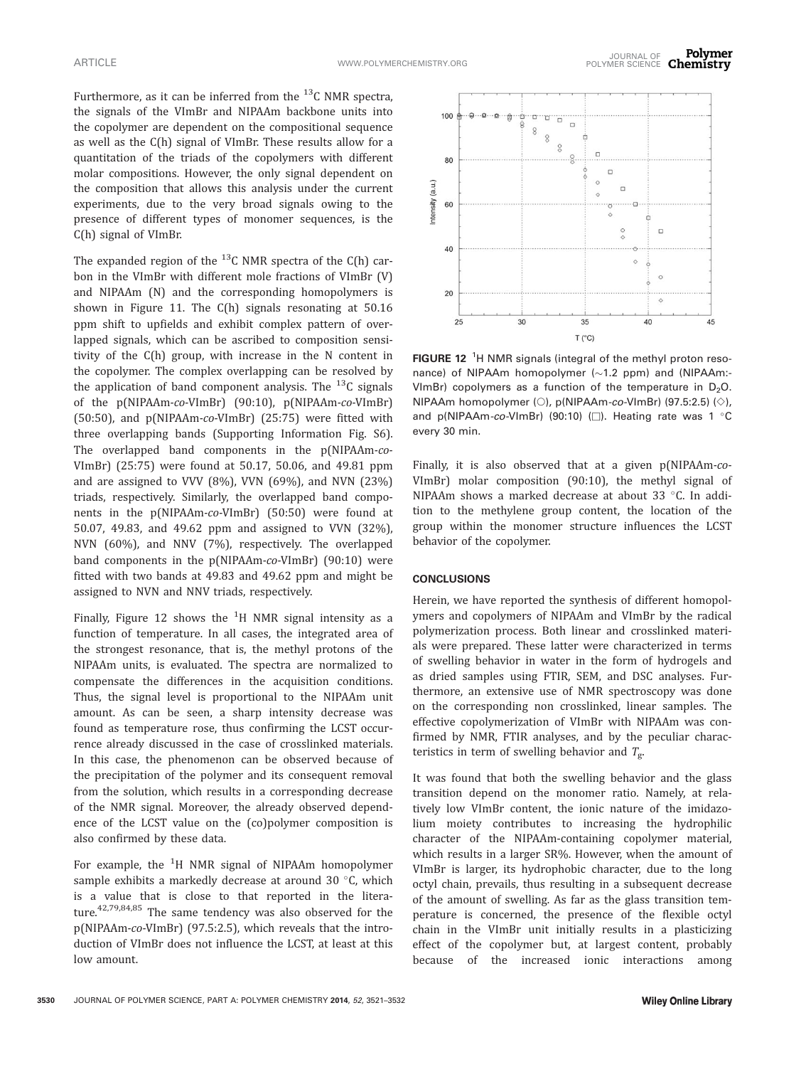Furthermore, as it can be inferred from the $^{13}$C NMR spectra, the signals of the VImBr and NIPAAm backbone units into the copolymer are dependent on the compositional sequence as well as the C(h) signal of VImBr. These results allow for a quantitation of the triads of the copolymers with different molar compositions. However, the only signal dependent on the composition that allows this analysis under the current experiments, due to the very broad signals owing to the presence of different types of monomer sequences, is the C(h) signal of VImBr.

The expanded region of the $^{13}$C NMR spectra of the C(h) carbon in the VImBr with different mole fractions of VImBr (V) and NIPAAm (N) and the corresponding homopolymers is shown in Figure 11. The C(h) signals resonating at 50.16 ppm shift to upfields and exhibit complex pattern of overlapped signals, which can be ascribed to composition sensitivity of the C(h) group, with increase in the N content in the copolymer. The complex overlapping can be resolved by the application of band component analysis. The $^{13}$C signals of the p(NIPAAm-*co*-VImBr) (90:10), p(NIPAAm-*co*-VImBr) (50:50), and p(NIPAAm-*co*-VImBr) (25:75) were fitted with three overlapping bands (Supporting Information Fig. S6). The overlapped band components in the p(NIPAAm-*co*-VImBr) (25:75) were found at 50.17, 50.06, and 49.81 ppm and are assigned to VVV (8%), VVN (69%), and NVN (23%) triads, respectively. Similarly, the overlapped band components in the p(NIPAAm-*co*-VImBr) (50:50) were found at 50.07, 49.83, and 49.62 ppm and assigned to VVN (32%), NVN (60%), and NNV (7%), respectively. The overlapped band components in the p(NIPAAm-*co*-VImBr) (90:10) were fitted with two bands at 49.83 and 49.62 ppm and might be assigned to NVN and NNV triads, respectively.

Finally, Figure 12 shows the $^{1}$H NMR signal intensity as a function of temperature. In all cases, the integrated area of the strongest resonance, that is, the methyl protons of the NIPAAm units, is evaluated. The spectra are normalized to compensate the differences in the acquisition conditions. Thus, the signal level is proportional to the NIPAAm unit amount. As can be seen, a sharp intensity decrease was found as temperature rose, thus confirming the LCST occurrence already discussed in the case of crosslinked materials. In this case, the phenomenon can be observed because of the precipitation of the polymer and its consequent removal from the solution, which results in a corresponding decrease of the NMR signal. Moreover, the already observed dependence of the LCST value on the (co)polymer composition is also confirmed by these data.

For example, the $^{1}$H NMR signal of NIPAAm homopolymer sample exhibits a markedly decrease at around 30 °C, which is a value that is close to that reported in the literature.[42,79,84,85] The same tendency was also observed for the p(NIPAAm-*co*-VImBr) (97.5:2.5), which reveals that the introduction of VImBr does not influence the LCST, at least at this low amount.

**FIGURE 12** $^{1}$H NMR signals (integral of the methyl proton resonance) of NIPAAm homopolymer (~1.2 ppm) and (NIPAAm:-VImBr) copolymers as a function of the temperature in $D_2O$. NIPAAm homopolymer (○), p(NIPAAm-*co*-VImBr) (97.5:2.5) (◇), and p(NIPAAm-*co*-VImBr) (90:10) (□). Heating rate was 1 °C every 30 min.

Finally, it is also observed that at a given p(NIPAAm-*co*-VImBr) molar composition (90:10), the methyl signal of NIPAAm shows a marked decrease at about 33 °C. In addition to the methylene group content, the location of the group within the monomer structure influences the LCST behavior of the copolymer.

## CONCLUSIONS

Herein, we have reported the synthesis of different homopolymers and copolymers of NIPAAm and VImBr by the radical polymerization process. Both linear and crosslinked materials were prepared. These latter were characterized in terms of swelling behavior in water in the form of hydrogels and as dried samples using FTIR, SEM, and DSC analyses. Furthermore, an extensive use of NMR spectroscopy was done on the corresponding non crosslinked, linear samples. The effective copolymerization of VImBr with NIPAAm was confirmed by NMR, FTIR analyses, and by the peculiar characteristics in term of swelling behavior and $T_g$.

It was found that both the swelling behavior and the glass transition depend on the monomer ratio. Namely, at relatively low VImBr content, the ionic nature of the imidazolium moiety contributes to increasing the hydrophilic character of the NIPAAm-containing copolymer material, which results in a larger SR%. However, when the amount of VImBr is larger, its hydrophobic character, due to the long octyl chain, prevails, thus resulting in a subsequent decrease of the amount of swelling. As far as the glass transition temperature is concerned, the presence of the flexible octyl chain in the VImBr unit initially results in a plasticizing effect of the copolymer but, at largest content, probably because of the increased ionic interactions among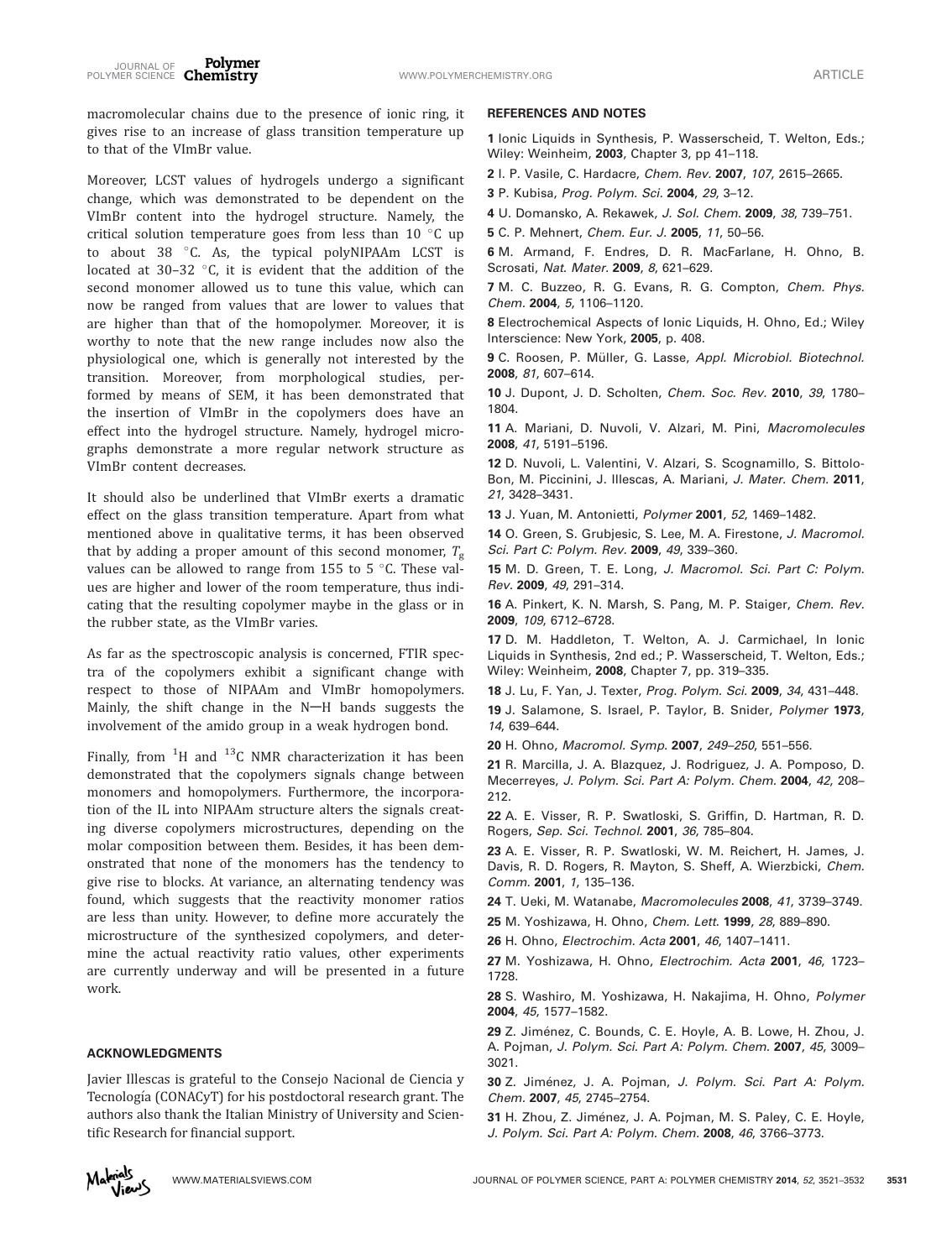macromolecular chains due to the presence of ionic ring, it gives rise to an increase of glass transition temperature up to that of the VImBr value.

Moreover, LCST values of hydrogels undergo a significant change, which was demonstrated to be dependent on the VImBr content into the hydrogel structure. Namely, the critical solution temperature goes from less than 10 °C up to about 38 °C. As, the typical polyNIPAAm LCST is located at 30–32 °C, it is evident that the addition of the second monomer allowed us to tune this value, which can now be ranged from values that are lower to values that are higher than that of the homopolymer. Moreover, it is worthy to note that the new range includes now also the physiological one, which is generally not interested by the transition. Moreover, from morphological studies, performed by means of SEM, it has been demonstrated that the insertion of VImBr in the copolymers does have an effect into the hydrogel structure. Namely, hydrogel micrographs demonstrate a more regular network structure as VImBr content decreases.

It should also be underlined that VImBr exerts a dramatic effect on the glass transition temperature. Apart from what mentioned above in qualitative terms, it has been observed that by adding a proper amount of this second monomer, $T_g$ values can be allowed to range from 155 to 5 °C. These values are higher and lower of the room temperature, thus indicating that the resulting copolymer maybe in the glass or in the rubber state, as the VImBr varies.

As far as the spectroscopic analysis is concerned, FTIR spectra of the copolymers exhibit a significant change with respect to those of NIPAAm and VImBr homopolymers. Mainly, the shift change in the N—H bands suggests the involvement of the amido group in a weak hydrogen bond.

Finally, from $^1$H and $^{13}$C NMR characterization it has been demonstrated that the copolymers signals change between monomers and homopolymers. Furthermore, the incorporation of the IL into NIPAAm structure alters the signals creating diverse copolymers microstructures, depending on the molar composition between them. Besides, it has been demonstrated that none of the monomers has the tendency to give rise to blocks. At variance, an alternating tendency was found, which suggests that the reactivity monomer ratios are less than unity. However, to define more accurately the microstructure of the synthesized copolymers, and determine the actual reactivity ratio values, other experiments are currently underway and will be presented in a future work.

### ACKNOWLEDGMENTS

Javier Illescas is grateful to the Consejo Nacional de Ciencia y Tecnología (CONACyT) for his postdoctoral research grant. The authors also thank the Italian Ministry of University and Scientific Research for financial support.

### REFERENCES AND NOTES

1 Ionic Liquids in Synthesis, P. Wasserscheid, T. Welton, Eds.; Wiley: Weinheim, **2003**, Chapter 3, pp 41–118.

2 I. P. Vasile, C. Hardacre, *Chem. Rev.* **2007**, *107*, 2615–2665.

3 P. Kubisa, *Prog. Polym. Sci.* **2004**, *29*, 3–12.

4 U. Domansko, A. Rekawek, *J. Sol. Chem.* **2009**, *38*, 739–751.

5 C. P. Mehnert, *Chem. Eur. J.* **2005**, *11*, 50–56.

6 M. Armand, F. Endres, D. R. MacFarlane, H. Ohno, B. Scrosati, *Nat. Mater.* **2009**, *8*, 621–629.

7 M. C. Buzzeo, R. G. Evans, R. G. Compton, *Chem. Phys. Chem.* **2004**, *5*, 1106–1120.

8 Electrochemical Aspects of Ionic Liquids, H. Ohno, Ed.; Wiley Interscience: New York, **2005**, p. 408.

9 C. Roosen, P. Müller, G. Lasse, *Appl. Microbiol. Biotechnol.* **2008**, *81*, 607–614.

10 J. Dupont, J. D. Scholten, *Chem. Soc. Rev.* **2010**, *39*, 1780–1804.

11 A. Mariani, D. Nuvoli, V. Alzari, M. Pini, *Macromolecules* **2008**, *41*, 5191–5196.

12 D. Nuvoli, L. Valentini, V. Alzari, S. Scognamillo, S. Bittolo-Bon, M. Piccinini, J. Illescas, A. Mariani, *J. Mater. Chem.* **2011**, *21*, 3428–3431.

13 J. Yuan, M. Antonietti, *Polymer* **2001**, *52*, 1469–1482.

14 O. Green, S. Grubjesic, S. Lee, M. A. Firestone, *J. Macromol. Sci. Part C: Polym. Rev.* **2009**, *49*, 339–360.

15 M. D. Green, T. E. Long, *J. Macromol. Sci. Part C: Polym. Rev.* **2009**, *49*, 291–314.

16 A. Pinkert, K. N. Marsh, S. Pang, M. P. Staiger, *Chem. Rev.* **2009**, *109*, 6712–6728.

17 D. M. Haddleton, T. Welton, A. J. Carmichael, In Ionic Liquids in Synthesis, 2nd ed.; P. Wasserscheid, T. Welton, Eds.; Wiley: Weinheim, **2008**, Chapter 7, pp. 319–335.

18 J. Lu, F. Yan, J. Texter, *Prog. Polym. Sci.* **2009**, *34*, 431–448.

19 J. Salamone, S. Israel, P. Taylor, B. Snider, *Polymer* **1973**, *14*, 639–644.

20 H. Ohno, *Macromol. Symp.* **2007**, *249–250*, 551–556.

21 R. Marcilla, J. A. Blazquez, J. Rodriguez, J. A. Pomposo, D. Mecerreyes, *J. Polym. Sci. Part A: Polym. Chem.* **2004**, *42*, 208–212.

22 A. E. Visser, R. P. Swatloski, S. Griffin, D. Hartman, R. D. Rogers, *Sep. Sci. Technol.* **2001**, *36*, 785–804.

23 A. E. Visser, R. P. Swatloski, W. M. Reichert, R. Mayton, S. Sheff, A. Wierzbicki, J. H. Davis, R. D. Rogers, *Chem. Comm.* **2001**, *1*, 135–136.

24 T. Ueki, M. Watanabe, *Macromolecules* **2008**, *41*, 3739–3749.

25 M. Yoshizawa, H. Ohno, *Chem. Lett.* **1999**, *28*, 889–890.

26 H. Ohno, *Electrochim. Acta* **2001**, *46*, 1407–1411.

27 M. Yoshizawa, H. Ohno, *Electrochim. Acta* **2001**, *46*, 1723–1728.

28 S. Washiro, M. Yoshizawa, H. Nakajima, H. Ohno, *Polymer* **2004**, *45*, 1577–1582.

29 Z. Jiménez, C. Bounds, C. E. Hoyle, A. B. Lowe, H. Zhou, J. A. Pojman, *J. Polym. Sci. Part A: Polym. Chem.* **2007**, *45*, 3009–3021.

30 Z. Jiménez, J. A. Pojman, *J. Polym. Sci. Part A: Polym. Chem.* **2007**, *45*, 2745–2754.

31 H. Zhou, Z. Jiménez, J. A. Pojman, M. S. Paley, C. E. Hoyle, *J. Polym. Sci. Part A: Polym. Chem.* **2008**, *46*, 3766–3773.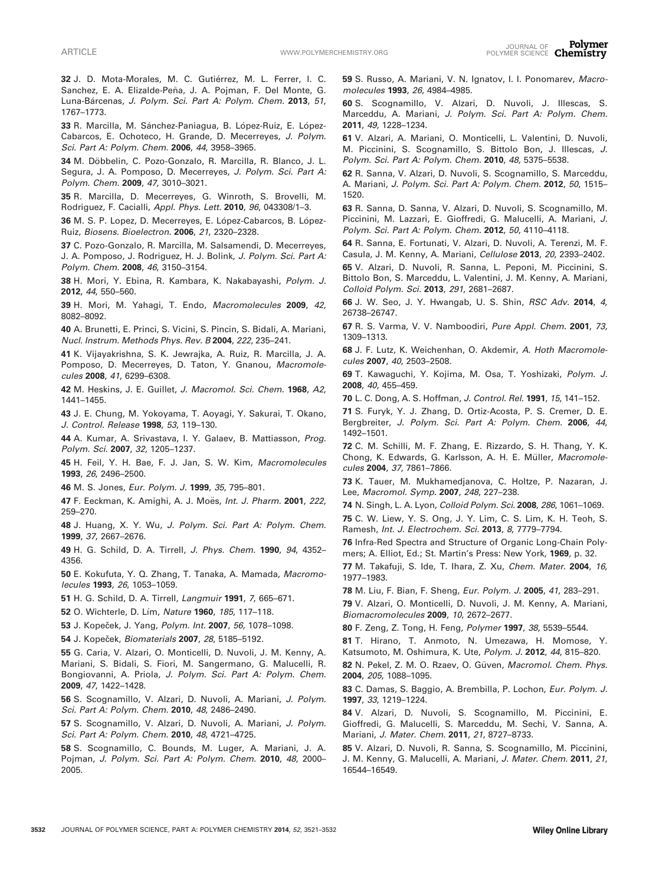32 J. D. Mota-Morales, M. C. Gutiérrez, M. L. Ferrer, I. C. Sanchez, E. A. Elizalde-Peña, J. A. Pojman, F. Del Monte, G. Luna-Bárcenas, *J. Polym. Sci. Part A: Polym. Chem.* **2013**, *51*, 1767–1773.

33 R. Marcilla, M. Sánchez-Paniagua, B. López-Ruiz, E. López-Cabarcos, E. Ochoteco, H. Grande, D. Mecerreyes, *J. Polym. Sci. Part A: Polym. Chem.* **2006**, *44*, 3958–3965.

34 M. Döbbelin, C. Pozo-Gonzalo, R. Marcilla, R. Blanco, J. L. Segura, J. A. Pomposo, D. Mecerreyes, *J. Polym. Sci. Part A: Polym. Chem.* **2009**, *47*, 3010–3021.

35 R. Marcilla, D. Mecerreyes, G. Winroth, S. Brovelli, M. Rodriguez, F. Cacialli, *Appl. Phys. Lett.* **2010**, *96*, 043308/1–3.

36 M. S. P. Lopez, D. Mecerreyes, E. López-Cabarcos, B. López-Ruiz, *Biosens. Bioelectron.* **2006**, *21*, 2320–2328.

37 C. Pozo-Gonzalo, R. Marcilla, M. Salsamendi, D. Mecerreyes, J. A. Pomposo, J. Rodriguez, H. J. Bolink, *J. Polym. Sci. Part A: Polym. Chem.* **2008**, *46*, 3150–3154.

38 H. Mori, Y. Ebina, R. Kambara, K. Nakabayashi, *Polym. J.* **2012**, *44*, 550–560.

39 H. Mori, M. Yahagi, T. Endo, *Macromolecules* **2009**, *42*, 8082–8092.

40 A. Brunetti, E. Princi, S. Vicini, S. Pincin, S. Bidali, A. Mariani, *Nucl. Instrum. Methods Phys. Rev. B* **2004**, *222*, 235–241.

41 K. Vijayakrishna, S. K. Jewrajka, A. Ruiz, R. Marcilla, J. A. Pomposo, D. Mecerreyes, D. Taton, Y. Gnanou, *Macromolecules* **2008**, *41*, 6299–6308.

42 M. Heskins, J. E. Guillet, *J. Macromol. Sci. Chem.* **1968**, *A2*, 1441–1455.

43 J. E. Chung, M. Yokoyama, T. Aoyagi, Y. Sakurai, T. Okano, *J. Control. Release* **1998**, *53*, 119–130.

44 A. Kumar, A. Srivastava, I. Y. Galaev, B. Mattiasson, *Prog. Polym. Sci.* **2007**, *32*, 1205–1237.

45 H. Feil, Y. H. Bae, F. J. Jan, S. W. Kim, *Macromolecules* **1993**, *26*, 2496–2500.

46 M. S. Jones, *Eur. Polym. J.* **1999**, *35*, 795–801.

47 F. Eeckman, K. Amighi, A. J. Moës, *Int. J. Pharm.* **2001**, *222*, 259–270.

48 J. Huang, X. Y. Wu, *J. Polym. Sci. Part A: Polym. Chem.* **1999**, *37*, 2667–2676.

49 H. G. Schild, D. A. Tirrell, *J. Phys. Chem.* **1990**, *94*, 4352–4356.

50 E. Kokufuta, Y. Q. Zhang, T. Tanaka, A. Mamada, *Macromolecules* **1993**, *26*, 1053–1059.

51 H. G. Schild, D. A. Tirrell, *Langmuir* **1991**, *7*, 665–671.

52 O. Wichterle, D. Lím, *Nature* **1960**, *185*, 117–118.

53 J. Kopeček, J. Yang, *Polym. Int.* **2007**, *56*, 1078–1098.

54 J. Kopeček, *Biomaterials* **2007**, *28*, 5185–5192.

55 G. Caria, V. Alzari, O. Monticelli, D. Nuvoli, J. M. Kenny, A. Mariani, S. Bidali, S. Fiori, M. Sangermano, G. Malucelli, R. Bongiovanni, A. Priola, *J. Polym. Sci. Part A: Polym. Chem.* **2009**, *47*, 1422–1428.

56 S. Scognamillo, V. Alzari, D. Nuvoli, A. Mariani, *J. Polym. Sci. Part A: Polym. Chem.* **2010**, *48*, 2486–2490.

57 S. Scognamillo, V. Alzari, D. Nuvoli, A. Mariani, *J. Polym. Sci. Part A: Polym. Chem.* **2010**, *48*, 4721–4725.

58 S. Scognamillo, C. Bounds, M. Luger, A. Mariani, J. A. Pojman, *J. Polym. Sci. Part A: Polym. Chem.* **2010**, *48*, 2000–2005.

59 S. Russo, A. Mariani, V. N. Ignatov, I. I. Ponomarev, *Macromolecules* **1993**, *26*, 4984–4985.

60 S. Scognamillo, V. Alzari, D. Nuvoli, J. Illescas, S. Marceddu, A. Mariani, *J. Polym. Sci. Part A: Polym. Chem.* **2011**, *49*, 1228–1234.

61 V. Alzari, A. Mariani, O. Monticelli, L. Valentini, D. Nuvoli, M. Piccinini, S. Scognamillo, S. Bittolo Bon, J. Illescas, *J. Polym. Sci. Part A: Polym. Chem.* **2010**, *48*, 5375–5538.

62 R. Sanna, V. Alzari, D. Nuvoli, S. Scognamillo, S. Marceddu, A. Mariani, *J. Polym. Sci. Part A: Polym. Chem.* **2012**, *50*, 1515–1520.

63 R. Sanna, D. Sanna, V. Alzari, D. Nuvoli, S. Scognamillo, M. Piccinini, M. Lazzari, E. Gioffredi, G. Malucelli, A. Mariani, *J. Polym. Sci. Part A: Polym. Chem.* **2012**, *50*, 4110–4118.

64 R. Sanna, E. Fortunati, V. Alzari, D. Nuvoli, A. Terenzi, M. F. Casula, J. M. Kenny, A. Mariani, *Cellulose* **2013**, *20*, 2393–2402.

65 V. Alzari, D. Nuvoli, R. Sanna, L. Peponi, M. Piccinini, S. Bittolo Bon, S. Marceddu, L. Valentini, J. M. Kenny, A. Mariani, *Colloid Polym. Sci.* **2013**, *291*, 2681–2687.

66 J. W. Seo, J. Y. Hwangab, U. S. Shin, *RSC Adv.* **2014**, *4*, 26738–26747.

67 R. S. Varma, V. V. Namboodiri, *Pure Appl. Chem.* **2001**, *73*, 1309–1313.

68 J. F. Lutz, K. Weichenhan, O. Akdemir, *A. Hoth Macromolecules* **2007**, *40*, 2503–2508.

69 T. Kawaguchi, Y. Kojima, M. Osa, T. Yoshizaki, *Polym. J.* **2008**, *40*, 455–459.

70 L. C. Dong, A. S. Hoffman, *J. Control. Rel.* **1991**, *15*, 141–152.

71 S. Furyk, Y. J. Zhang, D. Ortiz-Acosta, P. S. Cremer, D. E. Bergbreiter, *J. Polym. Sci. Part A: Polym. Chem.* **2006**, *44*, 1492–1501.

72 C. M. Schilli, M. F. Zhang, E. Rizzardo, S. H. Thang, Y. K. Chong, K. Edwards, G. Karlsson, A. H. E. Müller, *Macromolecules* **2004**, *37*, 7861–7866.

73 K. Tauer, M. Mukhamedjanova, C. Holtze, P. Nazaran, J. Lee, *Macromol. Symp.* **2007**, *248*, 227–238.

74 N. Singh, L. A. Lyon, *Colloid Polym. Sci.* **2008**, *286*, 1061–1069.

75 C. W. Liew, Y. S. Ong, J. Y. Lim, C. S. Lim, K. H. Teoh, S. Ramesh, *Int. J. Electrochem. Sci.* **2013**, *8*, 7779–7794.

76 Infra-Red Spectra and Structure of Organic Long-Chain Polymers; A. Elliot, Ed.; St. Martin's Press: New York, **1969**, p. 32.

77 M. Takafuji, S. Ide, T. Ihara, Z. Xu, *Chem. Mater.* **2004**, *16*, 1977–1983.

78 M. Liu, F. Bian, F. Sheng, *Eur. Polym. J.* **2005**, *41*, 283–291.

79 V. Alzari, O. Monticelli, D. Nuvoli, J. M. Kenny, A. Mariani, *Biomacromolecules* **2009**, *10*, 2672–2677.

80 F. Zeng, Z. Tong, H. Feng, *Polymer* **1997**, *38*, 5539–5544.

81 T. Hirano, T. Anmoto, N. Umezawa, H. Momose, Y. Katsumoto, M. Oshimura, K. Ute, *Polym. J.* **2012**, *44*, 815–820.

82 N. Pekel, Z. M. O. Rzaev, O. Güven, *Macromol. Chem. Phys.* **2004**, *205*, 1088–1095.

83 C. Damas, S. Baggio, A. Brembilla, P. Lochon, *Eur. Polym. J.* **1997**, *33*, 1219–1224.

84 V. Alzari, D. Nuvoli, S. Scognamillo, M. Piccinini, E. Gioffredi, G. Malucelli, S. Marceddu, M. Sechi, V. Sanna, A. Mariani, *J. Mater. Chem.* **2011**, *21*, 8727–8733.

85 V. Alzari, D. Nuvoli, R. Sanna, S. Scognamillo, M. Piccinini, J. M. Kenny, G. Malucelli, A. Mariani, *J. Mater. Chem.* **2011**, *21*, 16544–16549.